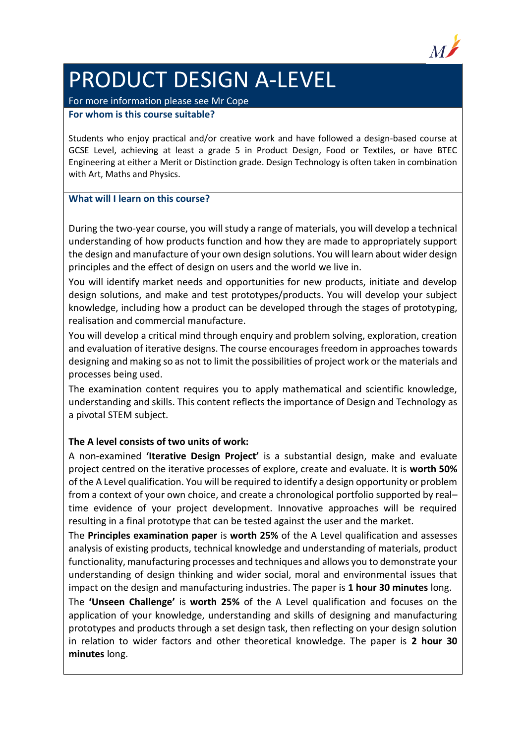# PRODUCT DESIGN A-LEVEL

For more information please see Mr Cope

### For whom is this course suitable?

Students who enjoy practical and/or creative work and have followed a design-based course at GCSE Level, achieving at least a grade 5 in Product Design, Food or Textiles, or have BTEC Engineering at either a Merit or Distinction grade. Design Technology is often taken in combination with Art, Maths and Physics.

### What will I learn on this course?

During the two-year course, you will study a range of materials, you will develop a technical understanding of how products function and how they are made to appropriately support the design and manufacture of your own design solutions. You will learn about wider design principles and the effect of design on users and the world we live in.

You will identify market needs and opportunities for new products, initiate and develop design solutions, and make and test prototypes/products. You will develop your subject knowledge, including how a product can be developed through the stages of prototyping, realisation and commercial manufacture.

You will develop a critical mind through enquiry and problem solving, exploration, creation and evaluation of iterative designs. The course encourages freedom in approaches towards designing and making so as not to limit the possibilities of project work or the materials and processes being used.

The examination content requires you to apply mathematical and scientific knowledge, understanding and skills. This content reflects the importance of Design and Technology as a pivotal STEM subject.

**The A level consists of two units of work:**

A non-examined **'Iterative Design Project'** is a substantial design, make and evaluate project centred on the iterative processes of explore, create and evaluate. It is **worth 50%** of the A Level qualification. You will be required to identify a design opportunity or problem from a context of your own choice, and create a chronological portfolio supported by real–time evidence of your project development. Innovative approaches will be required resulting in a final prototype that can be tested against the user and the market.

The **Principles examination paper** is **worth 25%** of the A Level qualification and assesses analysis of existing products, technical knowledge and understanding of materials, product functionality, manufacturing processes and techniques and allows you to demonstrate your understanding of design thinking and wider social, moral and environmental issues that impact on the design and manufacturing industries. The paper is **1 hour 30 minutes** long.

The **'Unseen Challenge'** is **worth 25%** of the A Level qualification and focuses on the application of your knowledge, understanding and skills of designing and manufacturing prototypes and products through a set design task, then reflecting on your design solution in relation to wider factors and other theoretical knowledge. The paper is **2 hour 30 minutes** long.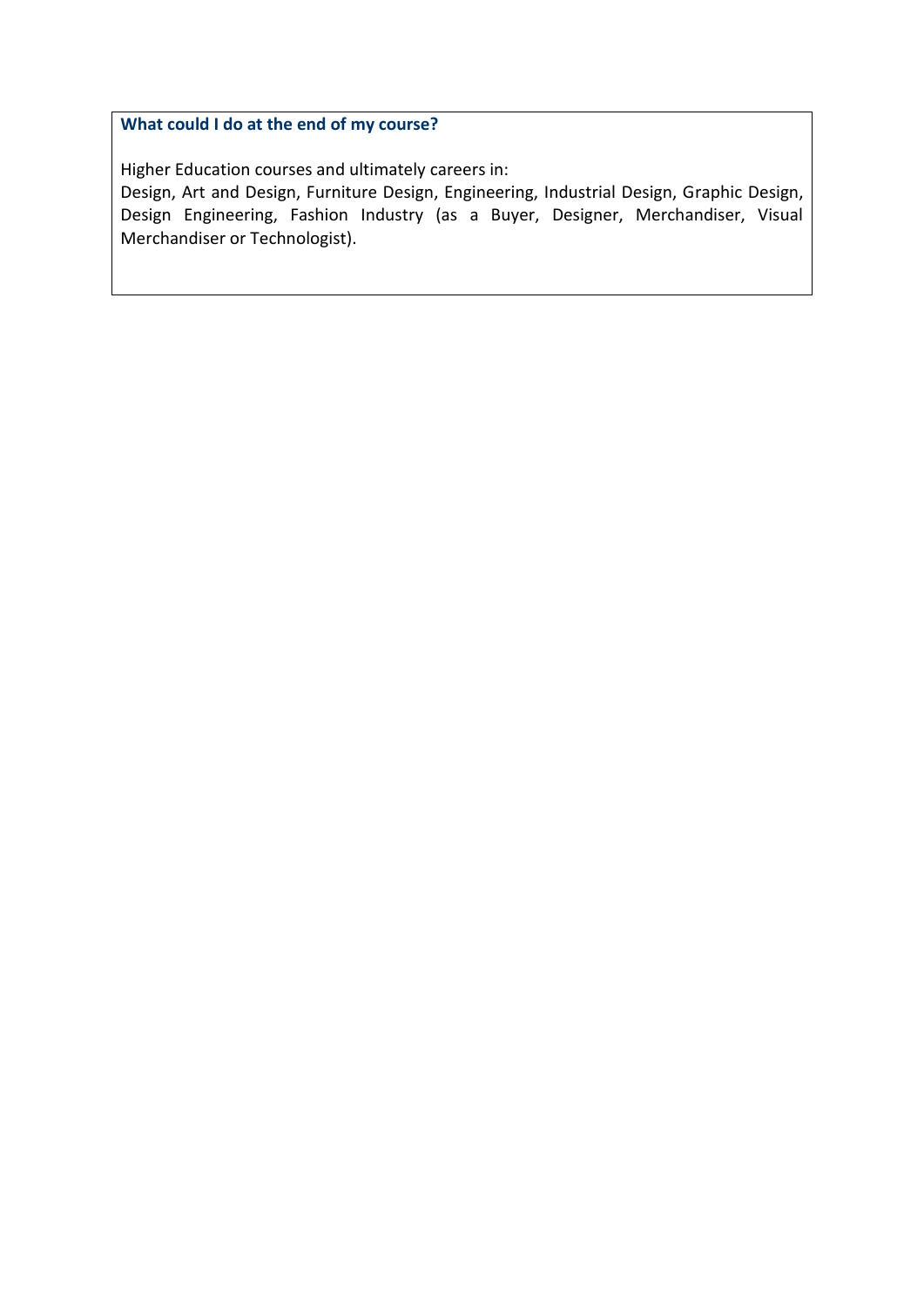**What could I do at the end of my course?**

Higher Education courses and ultimately careers in:
Design, Art and Design, Furniture Design, Engineering, Industrial Design, Graphic Design, Design Engineering, Fashion Industry (as a Buyer, Designer, Merchandiser, Visual Merchandiser or Technologist).